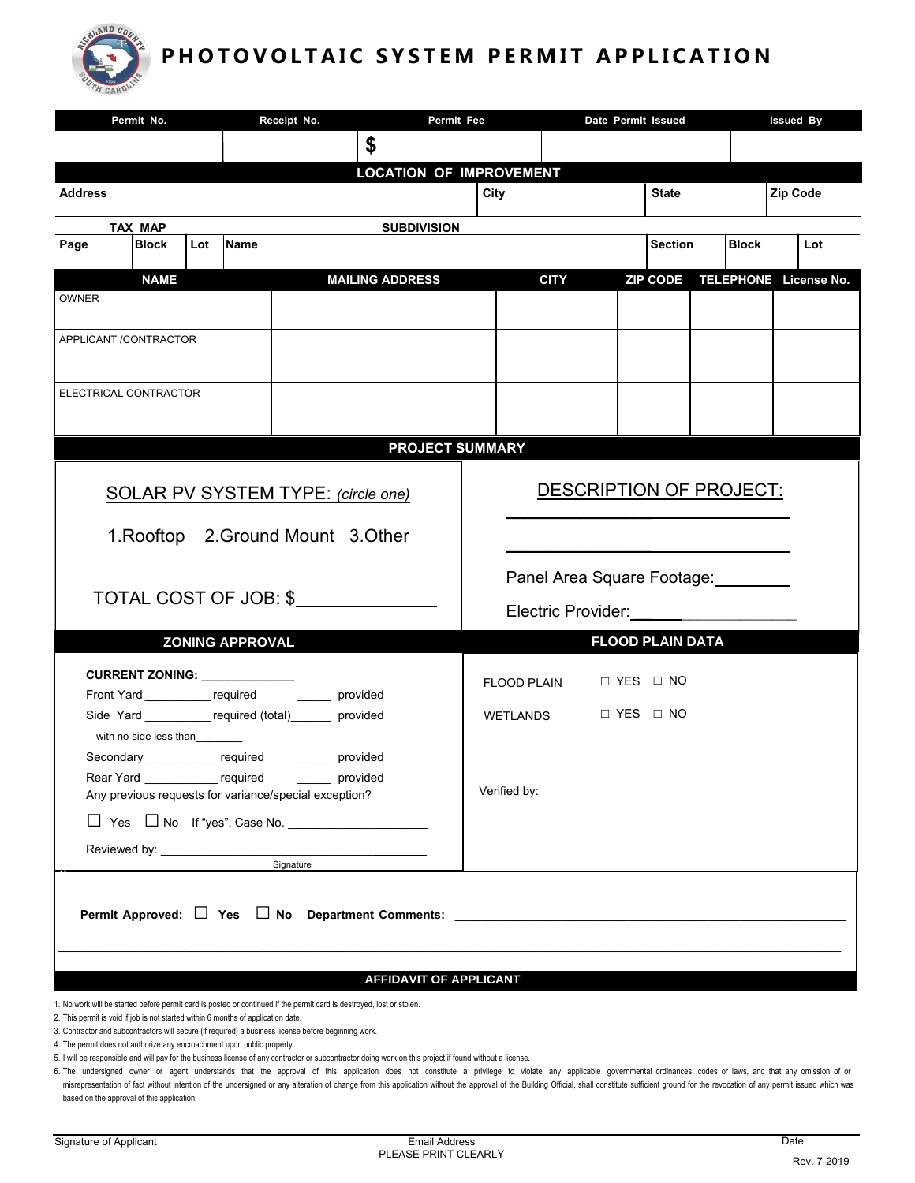# PHOTOVOLTAIC SYSTEM PERMIT APPLICATION

| Permit No. | Receipt No. | Permit Fee | Date Permit Issued | Issued By |
|---|---|---|---|---|
| | | $ | | |

## LOCATION OF IMPROVEMENT

| Address | City | State | Zip Code |
|---|---|---|---|
| | | | |

| TAX MAP | | | SUBDIVISION | | | |
|---|---|---|---|---|---|---|
| Page | Block | Lot | Name | Section | Block | Lot |
| | | | | | | |

| | NAME | MAILING ADDRESS | CITY | ZIP CODE | TELEPHONE | License No. |
|---|---|---|---|---|---|---|
| OWNER | | | | | | |
| APPLICANT /CONTRACTOR | | | | | | |
| ELECTRICAL CONTRACTOR | | | | | | |

## PROJECT SUMMARY

SOLAR PV SYSTEM TYPE: *(circle one)*

1.Rooftop 2.Ground Mount 3.Other

TOTAL COST OF JOB: $______________

DESCRIPTION OF PROJECT:

______________________________

______________________________

Panel Area Square Footage:________

Electric Provider:____________

## ZONING APPROVAL

**CURRENT ZONING:** _____________

Front Yard __________required _____ provided

Side Yard __________required (total)______ provided

with no side less than________

Secondary___________ required _____ provided

Rear Yard ___________ required _____ provided

Any previous requests for variance/special exception?

☐ Yes ☐ No If "yes", Case No. ____________________

Reviewed by: ________________________________
Signature

## FLOOD PLAIN DATA

FLOOD PLAIN ☐ YES ☐ NO

WETLANDS ☐ YES ☐ NO

Verified by: ________________________________

**Permit Approved:** ☐ **Yes** ☐ **No** **Department Comments:** ________________________________

## AFFIDAVIT OF APPLICANT

1. No work will be started before permit card is posted or continued if the permit card is destroyed, lost or stolen.
2. This permit is void if job is not started within 6 months of application date.
3. Contractor and subcontractors will secure (if required) a business license before beginning work.
4. The permit does not authorize any encroachment upon public property.
5. I will be responsible and will pay for the business license of any contractor or subcontractor doing work on this project if found without a license.
6. The undersigned owner or agent understands that the approval of this application does not constitute a privilege to violate any applicable governmental ordinances, codes or laws, and that any omission of or misrepresentation of fact without intention of the undersigned or any alteration of change from this application without the approval of the Building Official, shall constitute sufficient ground for the revocation of any permit issued which was based on the approval of this application.

| Signature of Applicant | Email Address PLEASE PRINT CLEARLY | Date |
|---|---|---|

Rev. 7-2019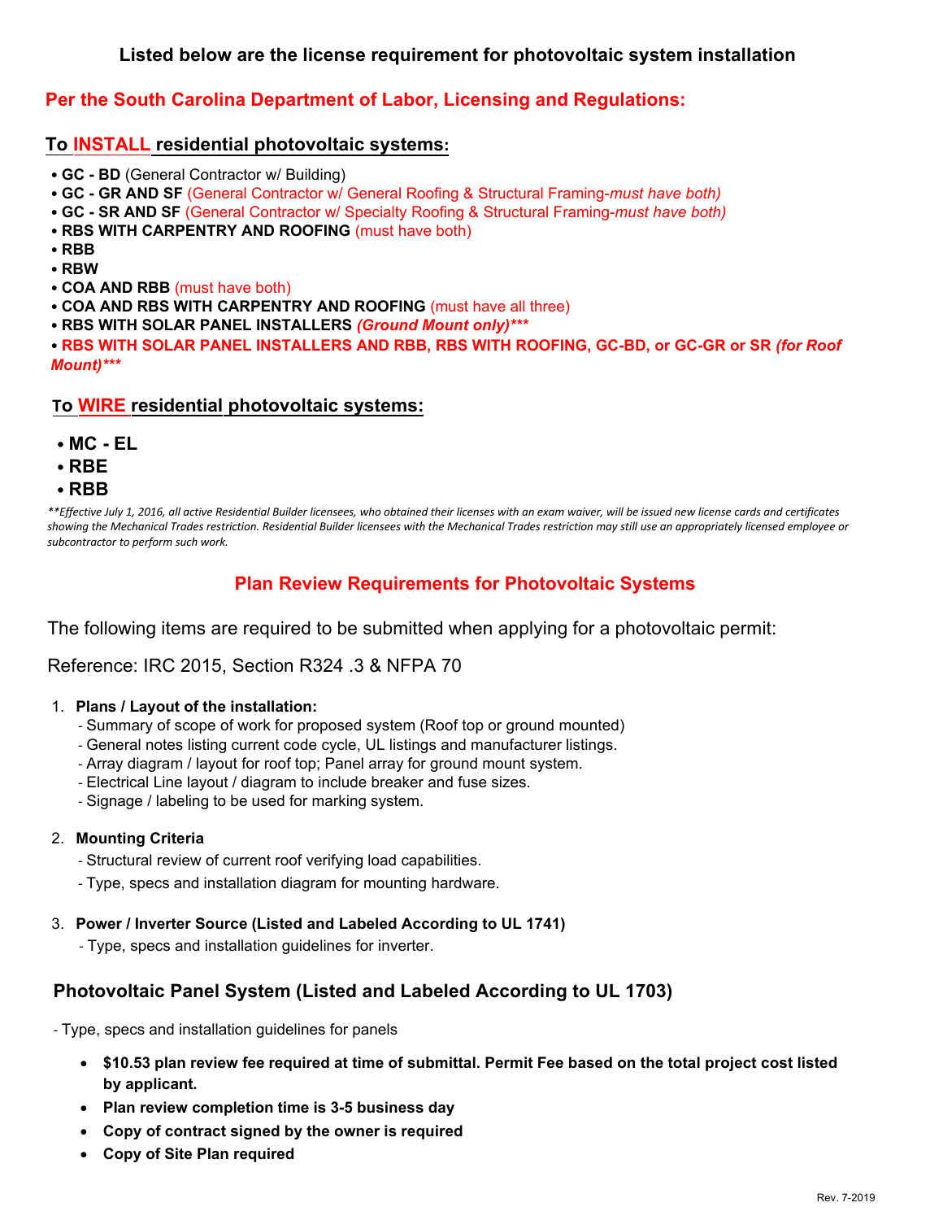**Listed below are the license requirement for photovoltaic system installation**

## Per the South Carolina Department of Labor, Licensing and Regulations:

### To INSTALL residential photovoltaic systems:

- **GC - BD** (General Contractor w/ Building)
- **GC - GR AND SF** (General Contractor w/ General Roofing & Structural Framing-*must have both)*
- **GC - SR AND SF** (General Contractor w/ Specialty Roofing & Structural Framing-*must have both)*
- **RBS WITH CARPENTRY AND ROOFING** (must have both)
- **RBB**
- **RBW**
- **COA AND RBB** (must have both)
- **COA AND RBS WITH CARPENTRY AND ROOFING** (must have all three)
- **RBS WITH SOLAR PANEL INSTALLERS** ***(Ground Mount only)\*\*\****
- **RBS WITH SOLAR PANEL INSTALLERS AND RBB, RBS WITH ROOFING, GC-BD, or GC-GR or SR** ***(for Roof Mount)\*\*\****

### To WIRE residential photovoltaic systems:

- **MC - EL**
- **RBE**
- **RBB**

*\*\*Effective July 1, 2016, all active Residential Builder licensees, who obtained their licenses with an exam waiver, will be issued new license cards and certificates showing the Mechanical Trades restriction. Residential Builder licensees with the Mechanical Trades restriction may still use an appropriately licensed employee or subcontractor to perform such work.*

## Plan Review Requirements for Photovoltaic Systems

The following items are required to be submitted when applying for a photovoltaic permit:

Reference: IRC 2015, Section R324 .3 & NFPA 70

1. **Plans / Layout of the installation:**
   - Summary of scope of work for proposed system (Roof top or ground mounted)
   - General notes listing current code cycle, UL listings and manufacturer listings.
   - Array diagram / layout for roof top; Panel array for ground mount system.
   - Electrical Line layout / diagram to include breaker and fuse sizes.
   - Signage / labeling to be used for marking system.

2. **Mounting Criteria**
   - Structural review of current roof verifying load capabilities.
   - Type, specs and installation diagram for mounting hardware.

3. **Power / Inverter Source (Listed and Labeled According to UL 1741)**
   - Type, specs and installation guidelines for inverter.

### Photovoltaic Panel System (Listed and Labeled According to UL 1703)

- Type, specs and installation guidelines for panels

- **$10.53 plan review fee required at time of submittal. Permit Fee based on the total project cost listed by applicant.**
- **Plan review completion time is 3-5 business day**
- **Copy of contract signed by the owner is required**
- **Copy of Site Plan required**

Rev. 7-2019